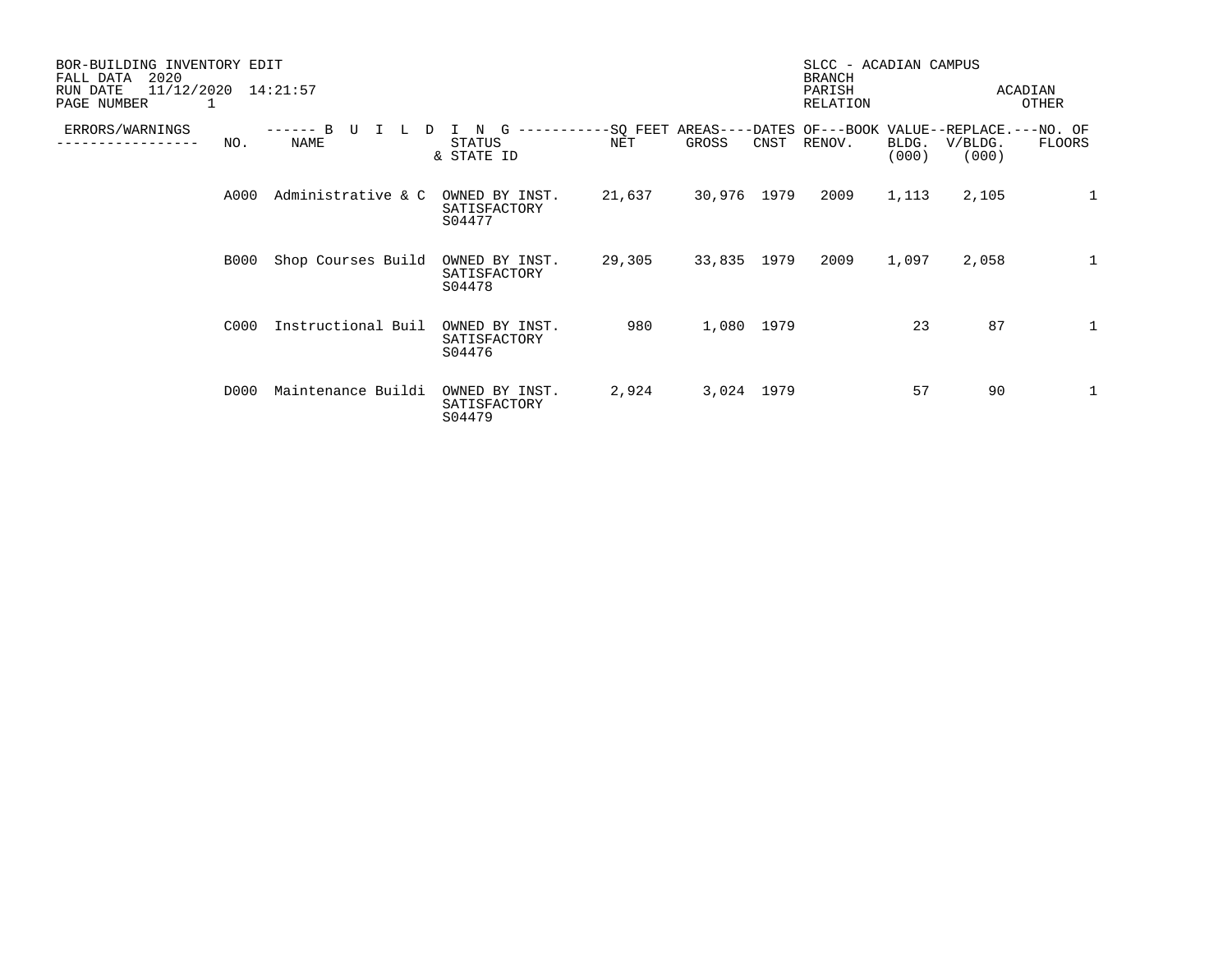BOR-BUILDING INVENTORY EDIT
FALL DATA 2020
RUN DATE 11/12/2020 14:21:57
PAGE NUMBER 1

SLCC - ACADIAN CAMPUS
BRANCH
PARISH ACADIAN
RELATION OTHER

| ERRORS/WARNINGS | BUILDING NO. | BUILDING NAME | STATUS & STATE ID | SQ FEET AREAS NET | SQ FEET AREAS GROSS | DATES OF CNST | DATES OF RENOV. | BOOK VALUE BLDG. (000) | REPLACE. V/BLDG. (000) | NO. OF FLOORS |
|---|---|---|---|---|---|---|---|---|---|---|
| | A000 | Administrative & C | OWNED BY INST. SATISFACTORY S04477 | 21,637 | 30,976 | 1979 | 2009 | 1,113 | 2,105 | 1 |
| | B000 | Shop Courses Build | OWNED BY INST. SATISFACTORY S04478 | 29,305 | 33,835 | 1979 | 2009 | 1,097 | 2,058 | 1 |
| | C000 | Instructional Buil | OWNED BY INST. SATISFACTORY S04476 | 980 | 1,080 | 1979 | | 23 | 87 | 1 |
| | D000 | Maintenance Buildi | OWNED BY INST. SATISFACTORY S04479 | 2,924 | 3,024 | 1979 | | 57 | 90 | 1 |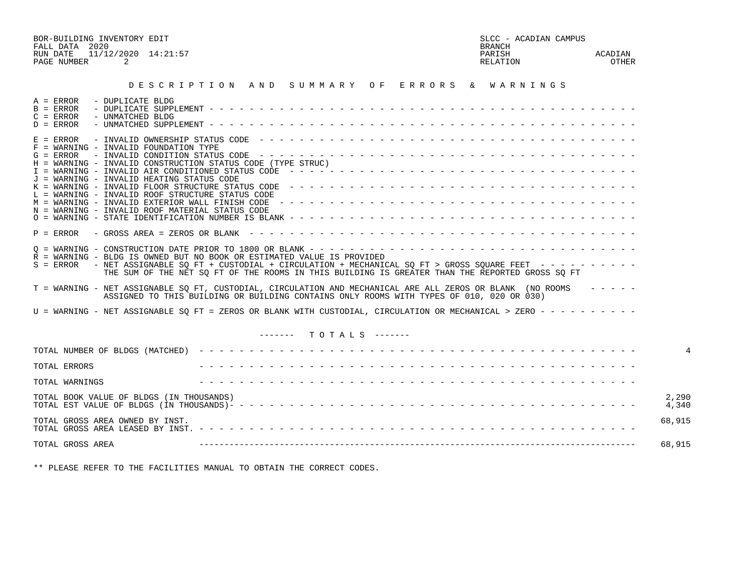BOR-BUILDING INVENTORY EDIT
FALL DATA 2020
RUN DATE 11/12/2020 14:21:57
PAGE NUMBER 2

SLCC - ACADIAN CAMPUS
BRANCH
PARISH ACADIAN
RELATION OTHER

## D E S C R I P T I O N A N D S U M M A R Y O F E R R O R S & W A R N I N G S

A = ERROR - DUPLICATE BLDG
B = ERROR - DUPLICATE SUPPLEMENT
C = ERROR - UNMATCHED BLDG
D = ERROR - UNMATCHED SUPPLEMENT

E = ERROR - INVALID OWNERSHIP STATUS CODE
F = WARNING - INVALID FOUNDATION TYPE
G = ERROR - INVALID CONDITION STATUS CODE
H = WARNING - INVALID CONSTRUCTION STATUS CODE (TYPE STRUC)
I = WARNING - INVALID AIR CONDITIONED STATUS CODE
J = WARNING - INVALID HEATING STATUS CODE
K = WARNING - INVALID FLOOR STRUCTURE STATUS CODE
L = WARNING - INVALID ROOF STRUCTURE STATUS CODE
M = WARNING - INVALID EXTERIOR WALL FINISH CODE
N = WARNING - INVALID ROOF MATERIAL STATUS CODE
O = WARNING - STATE IDENTIFICATION NUMBER IS BLANK

P = ERROR - GROSS AREA = ZEROS OR BLANK

Q = WARNING - CONSTRUCTION DATE PRIOR TO 1800 OR BLANK
R = WARNING - BLDG IS OWNED BUT NO BOOK OR ESTIMATED VALUE IS PROVIDED
S = ERROR - NET ASSIGNABLE SQ FT + CUSTODIAL + CIRCULATION + MECHANICAL SQ FT > GROSS SQUARE FEET
THE SUM OF THE NET SQ FT OF THE ROOMS IN THIS BUILDING IS GREATER THAN THE REPORTED GROSS SQ FT

T = WARNING - NET ASSIGNABLE SQ FT, CUSTODIAL, CIRCULATION AND MECHANICAL ARE ALL ZEROS OR BLANK (NO ROOMS ASSIGNED TO THIS BUILDING OR BUILDING CONTAINS ONLY ROOMS WITH TYPES OF 010, 020 OR 030)

U = WARNING - NET ASSIGNABLE SQ FT = ZEROS OR BLANK WITH CUSTODIAL, CIRCULATION OR MECHANICAL > ZERO

## ------- T O T A L S -------

| | |
|---|---|
| TOTAL NUMBER OF BLDGS (MATCHED) | 4 |
| TOTAL ERRORS | |
| TOTAL WARNINGS | |
| TOTAL BOOK VALUE OF BLDGS (IN THOUSANDS) | 2,290 |
| TOTAL EST VALUE OF BLDGS (IN THOUSANDS) | 4,340 |
| TOTAL GROSS AREA OWNED BY INST. | 68,915 |
| TOTAL GROSS AREA LEASED BY INST. | |
| TOTAL GROSS AREA | 68,915 |

** PLEASE REFER TO THE FACILITIES MANUAL TO OBTAIN THE CORRECT CODES.